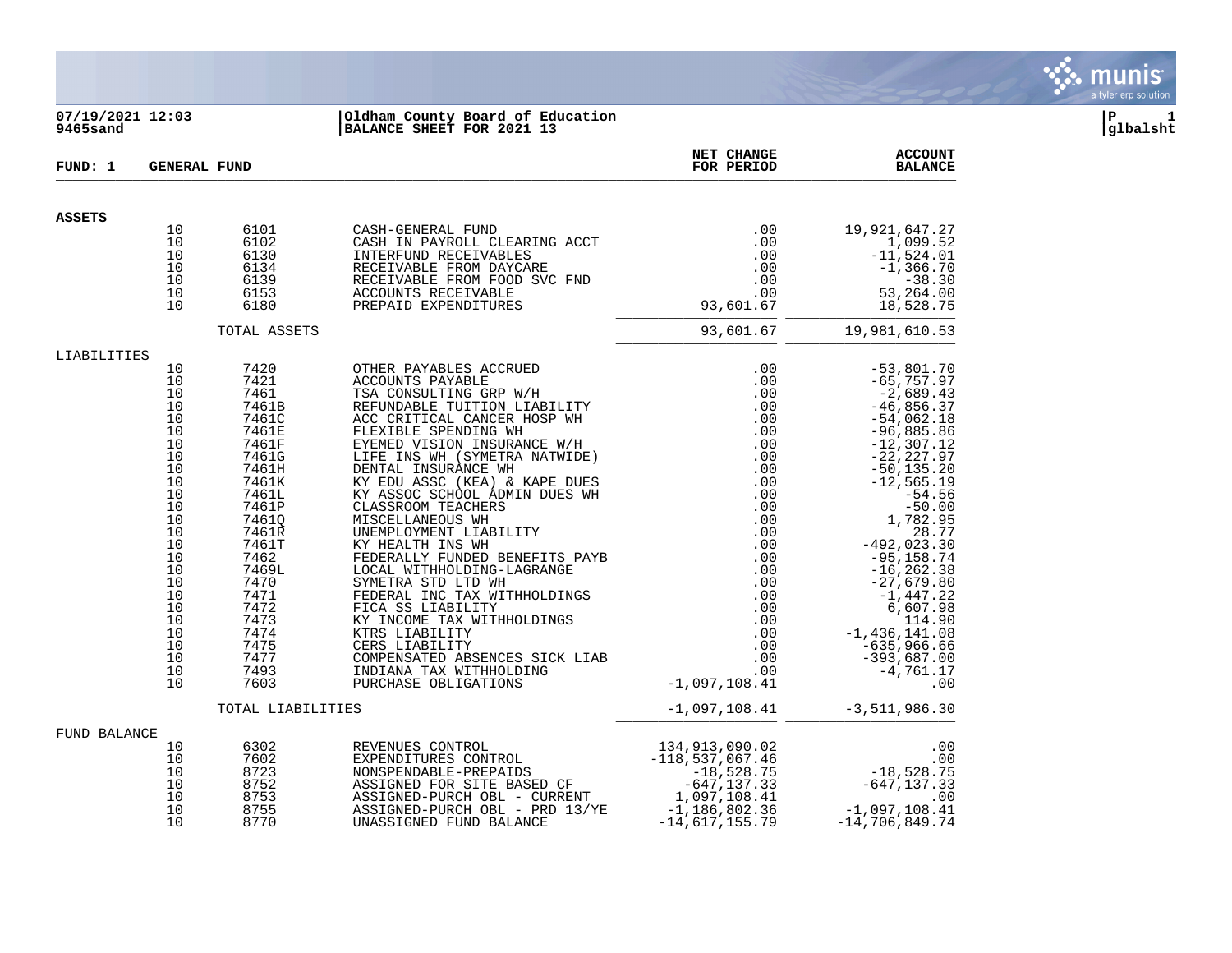07/19/2021 12:03
9465sand

Oldham County Board of Education
BALANCE SHEET FOR 2021 13

glbalsht

**FUND: 1 GENERAL FUND**

| | | | | NET CHANGE FOR PERIOD | ACCOUNT BALANCE |
|---|---|---|---|---|---|
| **ASSETS** | | | | | |
| | 10 | 6101 | CASH-GENERAL FUND | .00 | 19,921,647.27 |
| | 10 | 6102 | CASH IN PAYROLL CLEARING ACCT | .00 | 1,099.52 |
| | 10 | 6130 | INTERFUND RECEIVABLES | .00 | -11,524.01 |
| | 10 | 6134 | RECEIVABLE FROM DAYCARE | .00 | -1,366.70 |
| | 10 | 6139 | RECEIVABLE FROM FOOD SVC FND | .00 | -38.30 |
| | 10 | 6153 | ACCOUNTS RECEIVABLE | .00 | 53,264.00 |
| | 10 | 6180 | PREPAID EXPENDITURES | 93,601.67 | 18,528.75 |
| | | TOTAL ASSETS | | 93,601.67 | 19,981,610.53 |
| LIABILITIES | | | | | |
| | 10 | 7420 | OTHER PAYABLES ACCRUED | .00 | -53,801.70 |
| | 10 | 7421 | ACCOUNTS PAYABLE | .00 | -65,757.97 |
| | 10 | 7461 | TSA CONSULTING GRP W/H | .00 | -2,689.43 |
| | 10 | 7461B | REFUNDABLE TUITION LIABILITY | .00 | -46,856.37 |
| | 10 | 7461C | ACC CRITICAL CANCER HOSP WH | .00 | -54,062.18 |
| | 10 | 7461E | FLEXIBLE SPENDING WH | .00 | -96,885.86 |
| | 10 | 7461F | EYEMED VISION INSURANCE W/H | .00 | -12,307.12 |
| | 10 | 7461G | LIFE INS WH (SYMETRA NATWIDE) | .00 | -22,227.97 |
| | 10 | 7461H | DENTAL INSURANCE WH | .00 | -50,135.20 |
| | 10 | 7461K | KY EDU ASSC (KEA) & KAPE DUES | .00 | -12,565.19 |
| | 10 | 7461L | KY ASSOC SCHOOL ADMIN DUES WH | .00 | -54.56 |
| | 10 | 7461P | CLASSROOM TEACHERS | .00 | -50.00 |
| | 10 | 7461Q | MISCELLANEOUS WH | .00 | 1,782.95 |
| | 10 | 7461R | UNEMPLOYMENT LIABILITY | .00 | 28.77 |
| | 10 | 7461T | KY HEALTH INS WH | .00 | -492,023.30 |
| | 10 | 7462 | FEDERALLY FUNDED BENEFITS PAYB | .00 | -95,158.74 |
| | 10 | 7469L | LOCAL WITHHOLDING-LAGRANGE | .00 | -16,262.38 |
| | 10 | 7470 | SYMETRA STD LTD WH | .00 | -27,679.80 |
| | 10 | 7471 | FEDERAL INC TAX WITHHOLDINGS | .00 | -1,447.22 |
| | 10 | 7472 | FICA SS LIABILITY | .00 | 6,607.98 |
| | 10 | 7473 | KY INCOME TAX WITHHOLDINGS | .00 | 114.90 |
| | 10 | 7474 | KTRS LIABILITY | .00 | -1,436,141.08 |
| | 10 | 7475 | CERS LIABILITY | .00 | -635,966.66 |
| | 10 | 7477 | COMPENSATED ABSENCES SICK LIAB | .00 | -393,687.00 |
| | 10 | 7493 | INDIANA TAX WITHHOLDING | .00 | -4,761.17 |
| | 10 | 7603 | PURCHASE OBLIGATIONS | -1,097,108.41 | .00 |
| | | TOTAL LIABILITIES | | -1,097,108.41 | -3,511,986.30 |
| FUND BALANCE | | | | | |
| | 10 | 6302 | REVENUES CONTROL | 134,913,090.02 | .00 |
| | 10 | 7602 | EXPENDITURES CONTROL | -118,537,067.46 | .00 |
| | 10 | 8723 | NONSPENDABLE-PREPAIDS | -18,528.75 | -18,528.75 |
| | 10 | 8752 | ASSIGNED FOR SITE BASED CF | -647,137.33 | -647,137.33 |
| | 10 | 8753 | ASSIGNED-PURCH OBL - CURRENT | 1,097,108.41 | .00 |
| | 10 | 8755 | ASSIGNED-PURCH OBL - PRD 13/YE | -1,186,802.36 | -1,097,108.41 |
| | 10 | 8770 | UNASSIGNED FUND BALANCE | -14,617,155.79 | -14,706,849.74 |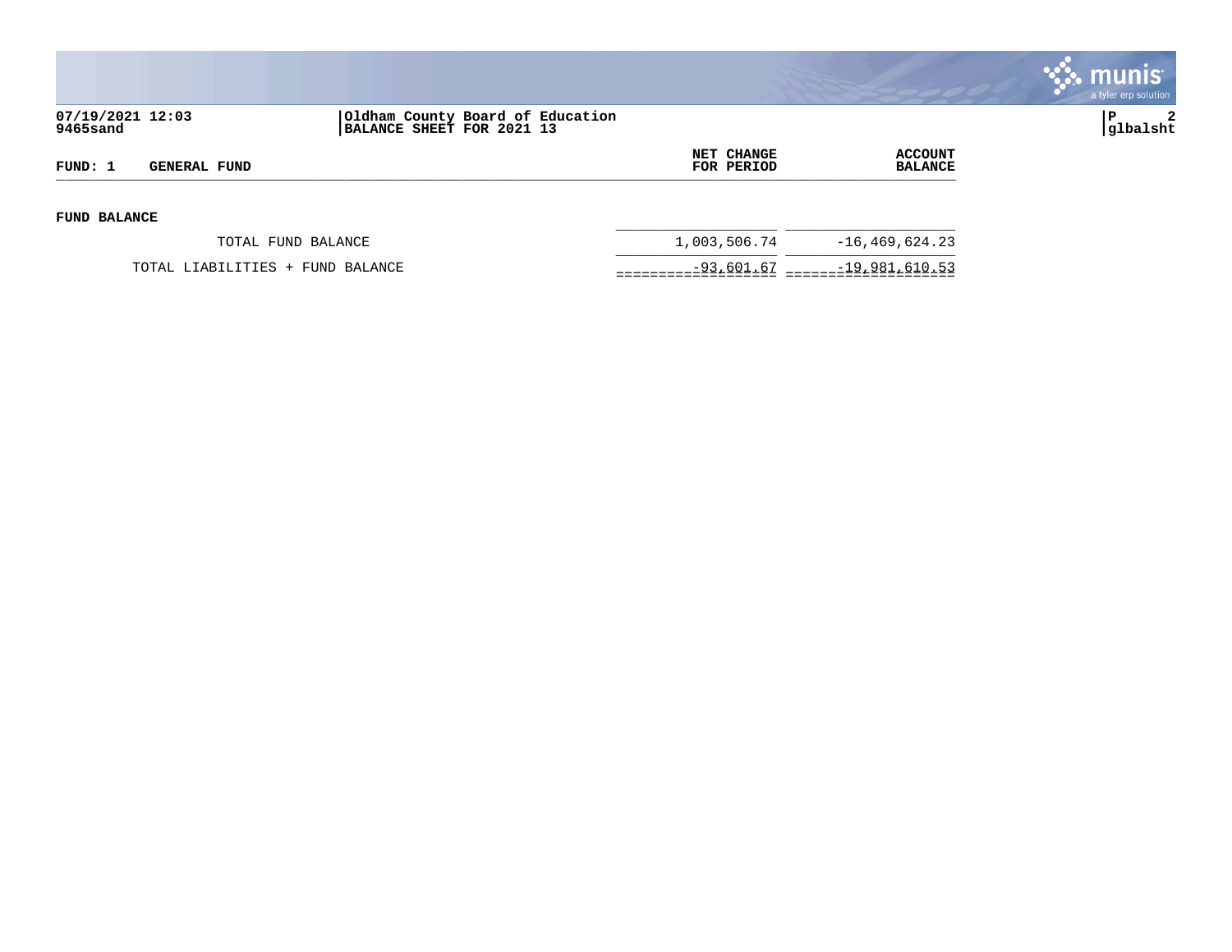07/19/2021 12:03
9465sand

Oldham County Board of Education
BALANCE SHEET FOR 2021 13

glbalsht

| FUND: 1 GENERAL FUND | NET CHANGE FOR PERIOD | ACCOUNT BALANCE |
|---|---|---|
| **FUND BALANCE** | | |
| TOTAL FUND BALANCE | 1,003,506.74 | -16,469,624.23 |
| TOTAL LIABILITIES + FUND BALANCE | -93,601.67 | -19,981,610.53 |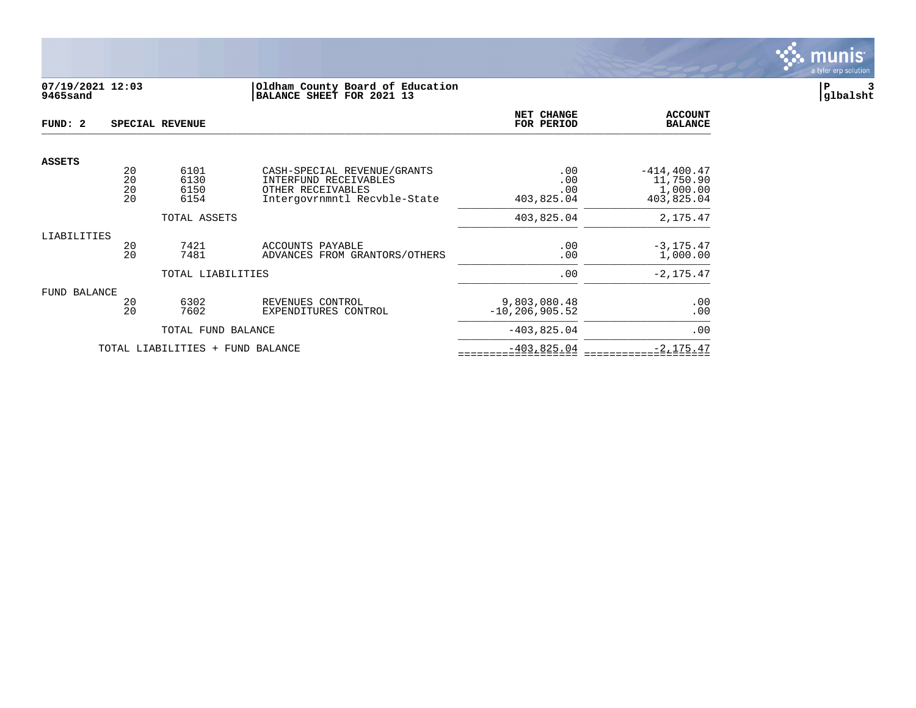07/19/2021 12:03
9465sand

Oldham County Board of Education
BALANCE SHEET FOR 2021 13

glbalsht

| FUND: 2 | SPECIAL REVENUE | | | NET CHANGE FOR PERIOD | ACCOUNT BALANCE |
|---|---|---|---|---|---|
| **ASSETS** | | | | | |
| | 20 | 6101 | CASH-SPECIAL REVENUE/GRANTS | .00 | -414,400.47 |
| | 20 | 6130 | INTERFUND RECEIVABLES | .00 | 11,750.90 |
| | 20 | 6150 | OTHER RECEIVABLES | .00 | 1,000.00 |
| | 20 | 6154 | Intergovrnmntl Recvble-State | 403,825.04 | 403,825.04 |
| | | TOTAL ASSETS | | 403,825.04 | 2,175.47 |
| LIABILITIES | | | | | |
| | 20 | 7421 | ACCOUNTS PAYABLE | .00 | -3,175.47 |
| | 20 | 7481 | ADVANCES FROM GRANTORS/OTHERS | .00 | 1,000.00 |
| | | TOTAL LIABILITIES | | .00 | -2,175.47 |
| FUND BALANCE | | | | | |
| | 20 | 6302 | REVENUES CONTROL | 9,803,080.48 | .00 |
| | 20 | 7602 | EXPENDITURES CONTROL | -10,206,905.52 | .00 |
| | | TOTAL FUND BALANCE | | -403,825.04 | .00 |
| | TOTAL LIABILITIES + FUND BALANCE | | | -403,825.04 | -2,175.47 |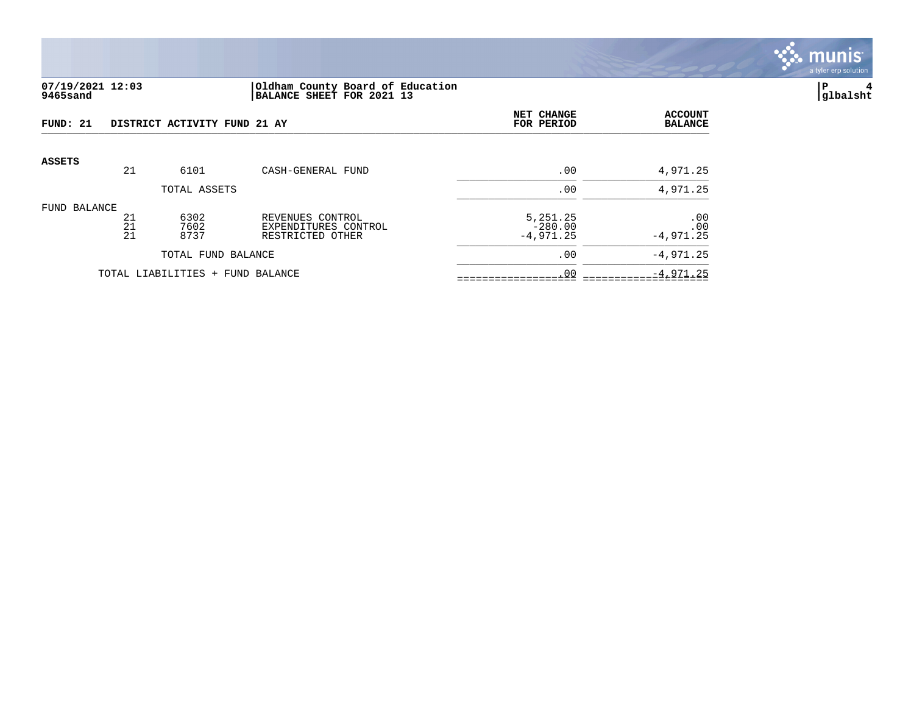**07/19/2021 12:03** | **Oldham County Board of Education**
**9465sand** | **BALANCE SHEET FOR 2021 13**

**FUND: 21 DISTRICT ACTIVITY FUND 21 AY**

| | | | | NET CHANGE FOR PERIOD | ACCOUNT BALANCE |
|---|---|---|---|---|---|
| **ASSETS** | | | | | |
| | 21 | 6101 | CASH-GENERAL FUND | .00 | 4,971.25 |
| | | TOTAL ASSETS | | .00 | 4,971.25 |
| FUND BALANCE | | | | | |
| | 21 | 6302 | REVENUES CONTROL | 5,251.25 | .00 |
| | 21 | 7602 | EXPENDITURES CONTROL | -280.00 | .00 |
| | 21 | 8737 | RESTRICTED OTHER | -4,971.25 | -4,971.25 |
| | | TOTAL FUND BALANCE | | .00 | -4,971.25 |
| | TOTAL LIABILITIES + FUND BALANCE | | | .00 | -4,971.25 |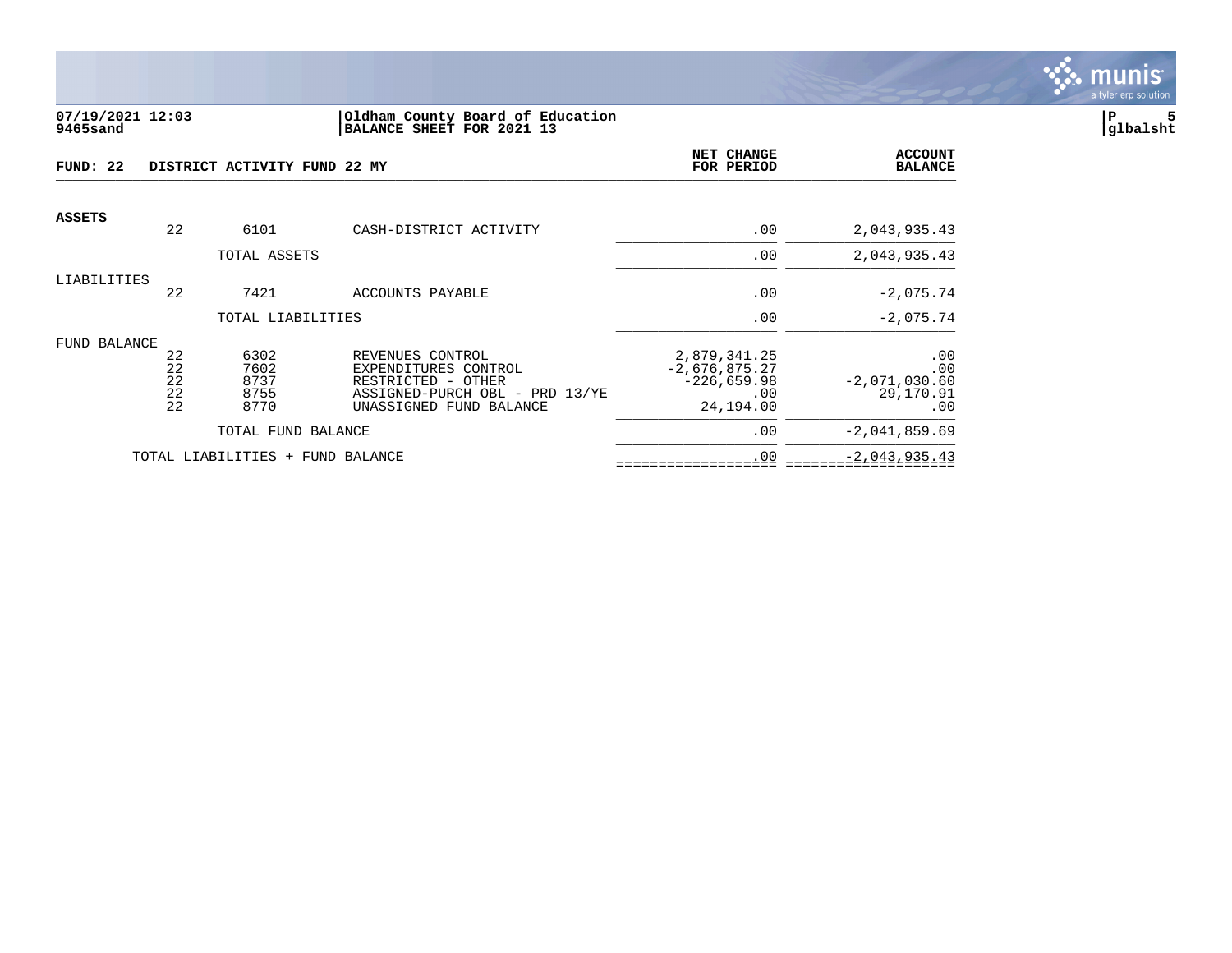07/19/2021 12:03
9465sand

Oldham County Board of Education
BALANCE SHEET FOR 2021 13

glbalsht

**FUND: 22 DISTRICT ACTIVITY FUND 22 MY**

| | | | | NET CHANGE FOR PERIOD | ACCOUNT BALANCE |
|---|---|---|---|---|---|
| **ASSETS** | | | | | |
| | 22 | 6101 | CASH-DISTRICT ACTIVITY | .00 | 2,043,935.43 |
| | | TOTAL ASSETS | | .00 | 2,043,935.43 |
| LIABILITIES | | | | | |
| | 22 | 7421 | ACCOUNTS PAYABLE | .00 | -2,075.74 |
| | | TOTAL LIABILITIES | | .00 | -2,075.74 |
| FUND BALANCE | | | | | |
| | 22 | 6302 | REVENUES CONTROL | 2,879,341.25 | .00 |
| | 22 | 7602 | EXPENDITURES CONTROL | -2,676,875.27 | .00 |
| | 22 | 8737 | RESTRICTED - OTHER | -226,659.98 | -2,071,030.60 |
| | 22 | 8755 | ASSIGNED-PURCH OBL - PRD 13/YE | .00 | 29,170.91 |
| | 22 | 8770 | UNASSIGNED FUND BALANCE | 24,194.00 | .00 |
| | | TOTAL FUND BALANCE | | .00 | -2,041,859.69 |
| TOTAL LIABILITIES + FUND BALANCE | | | | .00 | -2,043,935.43 |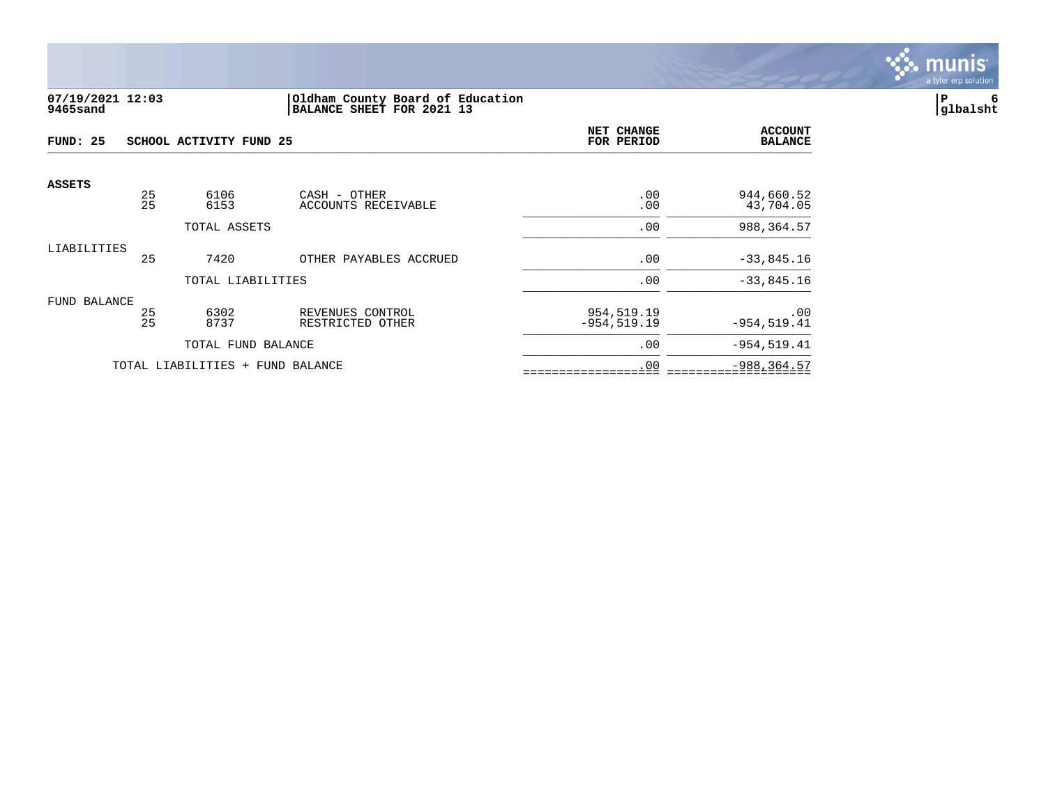07/19/2021 12:03
9465sand

Oldham County Board of Education
BALANCE SHEET FOR 2021 13

glbalsht

**FUND: 25 SCHOOL ACTIVITY FUND 25**

| | | | | NET CHANGE FOR PERIOD | ACCOUNT BALANCE |
|---|---|---|---|---|---|
| **ASSETS** | | | | | |
| | 25 | 6106 | CASH - OTHER | .00 | 944,660.52 |
| | 25 | 6153 | ACCOUNTS RECEIVABLE | .00 | 43,704.05 |
| | | TOTAL ASSETS | | .00 | 988,364.57 |
| LIABILITIES | | | | | |
| | 25 | 7420 | OTHER PAYABLES ACCRUED | .00 | -33,845.16 |
| | | TOTAL LIABILITIES | | .00 | -33,845.16 |
| FUND BALANCE | | | | | |
| | 25 | 6302 | REVENUES CONTROL | 954,519.19 | .00 |
| | 25 | 8737 | RESTRICTED OTHER | -954,519.19 | -954,519.41 |
| | | TOTAL FUND BALANCE | | .00 | -954,519.41 |
| | TOTAL LIABILITIES + FUND BALANCE | | | .00 | -988,364.57 |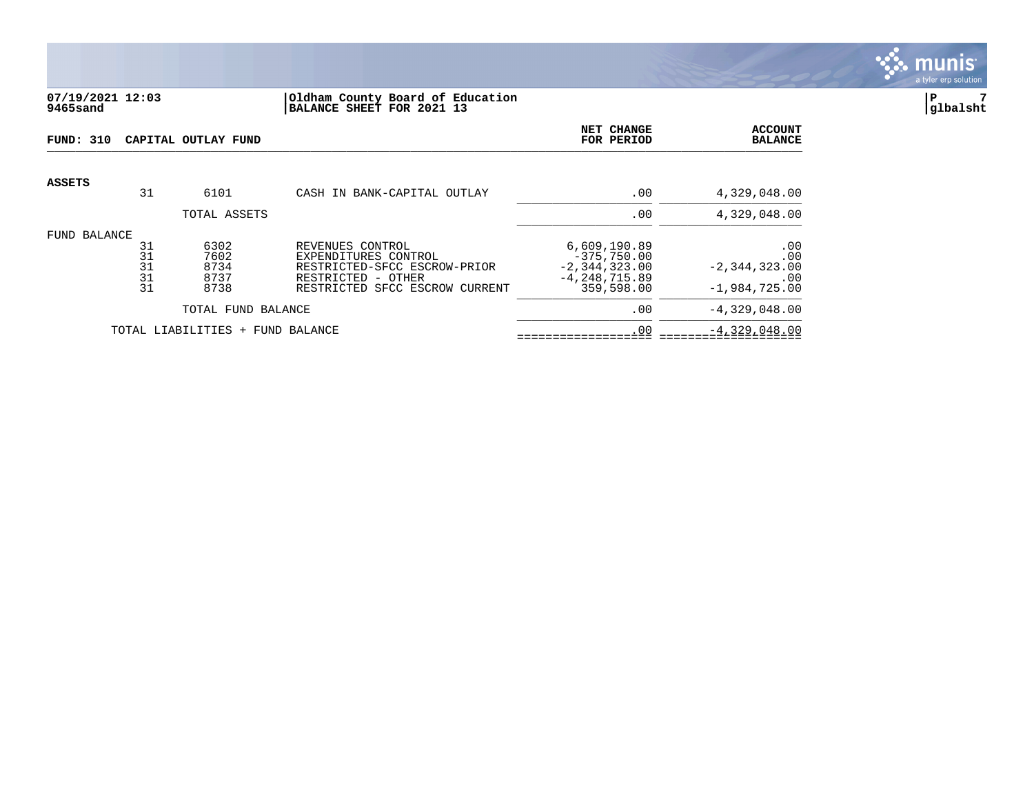**07/19/2021 12:03** | **Oldham County Board of Education**
**9465sand** | **BALANCE SHEET FOR 2021 13**

**glbalsht**

## FUND: 310 CAPITAL OUTLAY FUND

| | | | | NET CHANGE FOR PERIOD | ACCOUNT BALANCE |
|---|---|---|---|---|---|
| **ASSETS** | | | | | |
| | 31 | 6101 | CASH IN BANK-CAPITAL OUTLAY | .00 | 4,329,048.00 |
| | | TOTAL ASSETS | | .00 | 4,329,048.00 |
| FUND BALANCE | | | | | |
| | 31 | 6302 | REVENUES CONTROL | 6,609,190.89 | .00 |
| | 31 | 7602 | EXPENDITURES CONTROL | -375,750.00 | .00 |
| | 31 | 8734 | RESTRICTED-SFCC ESCROW-PRIOR | -2,344,323.00 | -2,344,323.00 |
| | 31 | 8737 | RESTRICTED - OTHER | -4,248,715.89 | .00 |
| | 31 | 8738 | RESTRICTED SFCC ESCROW CURRENT | 359,598.00 | -1,984,725.00 |
| | | TOTAL FUND BALANCE | | .00 | -4,329,048.00 |
| | TOTAL LIABILITIES + FUND BALANCE | | | .00 | -4,329,048.00 |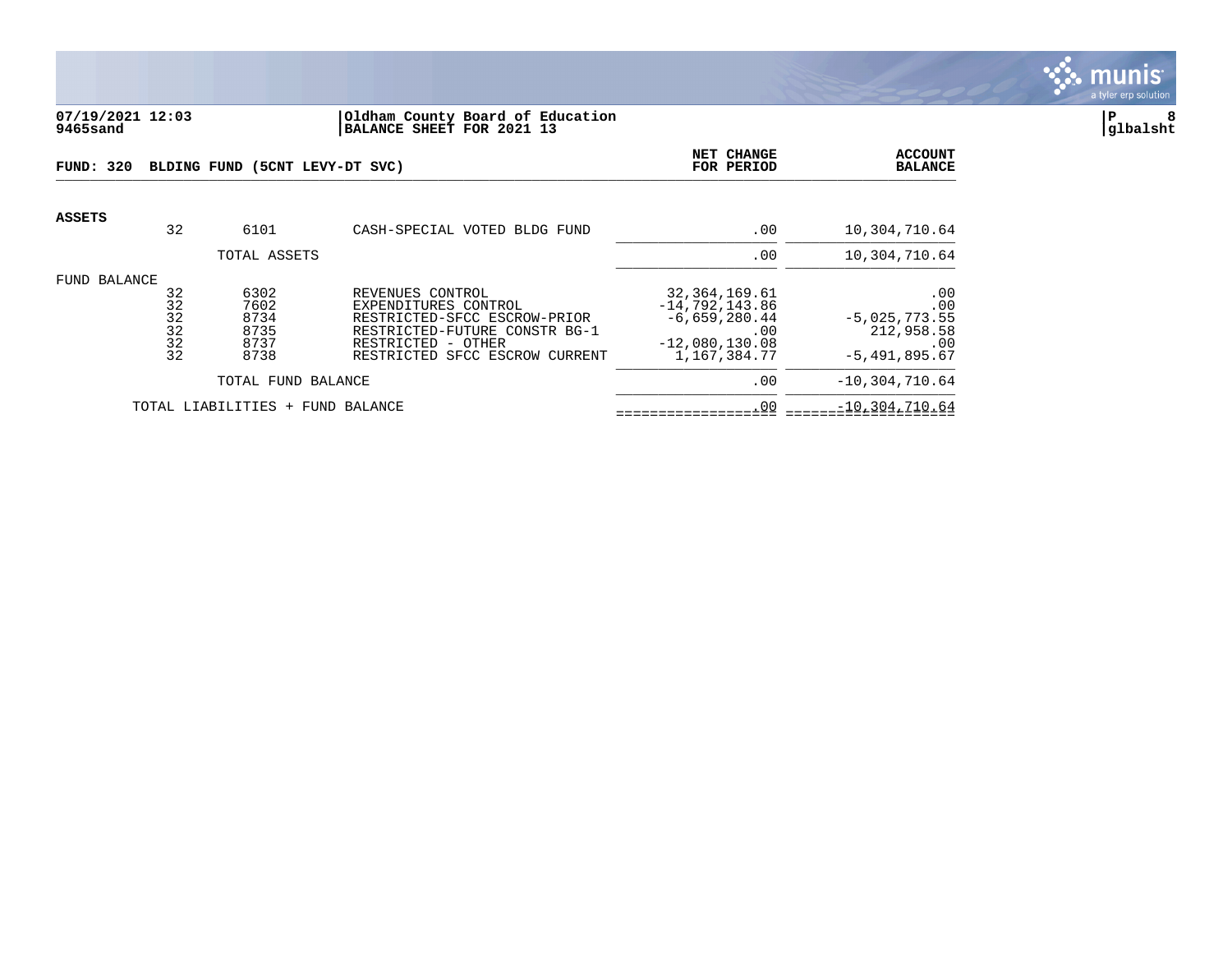**07/19/2021 12:03** | **Oldham County Board of Education**
**9465sand** | **BALANCE SHEET FOR 2021 13**

**glbalsht**

**FUND: 320 BLDING FUND (5CNT LEVY-DT SVC)**

| | | | | NET CHANGE FOR PERIOD | ACCOUNT BALANCE |
|---|---|---|---|---|---|
| **ASSETS** | | | | | |
| | 32 | 6101 | CASH-SPECIAL VOTED BLDG FUND | .00 | 10,304,710.64 |
| | | TOTAL ASSETS | | .00 | 10,304,710.64 |
| FUND BALANCE | | | | | |
| | 32 | 6302 | REVENUES CONTROL | 32,364,169.61 | .00 |
| | 32 | 7602 | EXPENDITURES CONTROL | -14,792,143.86 | .00 |
| | 32 | 8734 | RESTRICTED-SFCC ESCROW-PRIOR | -6,659,280.44 | -5,025,773.55 |
| | 32 | 8735 | RESTRICTED-FUTURE CONSTR BG-1 | .00 | 212,958.58 |
| | 32 | 8737 | RESTRICTED - OTHER | -12,080,130.08 | .00 |
| | 32 | 8738 | RESTRICTED SFCC ESCROW CURRENT | 1,167,384.77 | -5,491,895.67 |
| | | TOTAL FUND BALANCE | | .00 | -10,304,710.64 |
| | TOTAL LIABILITIES + FUND BALANCE | | | .00 | -10,304,710.64 |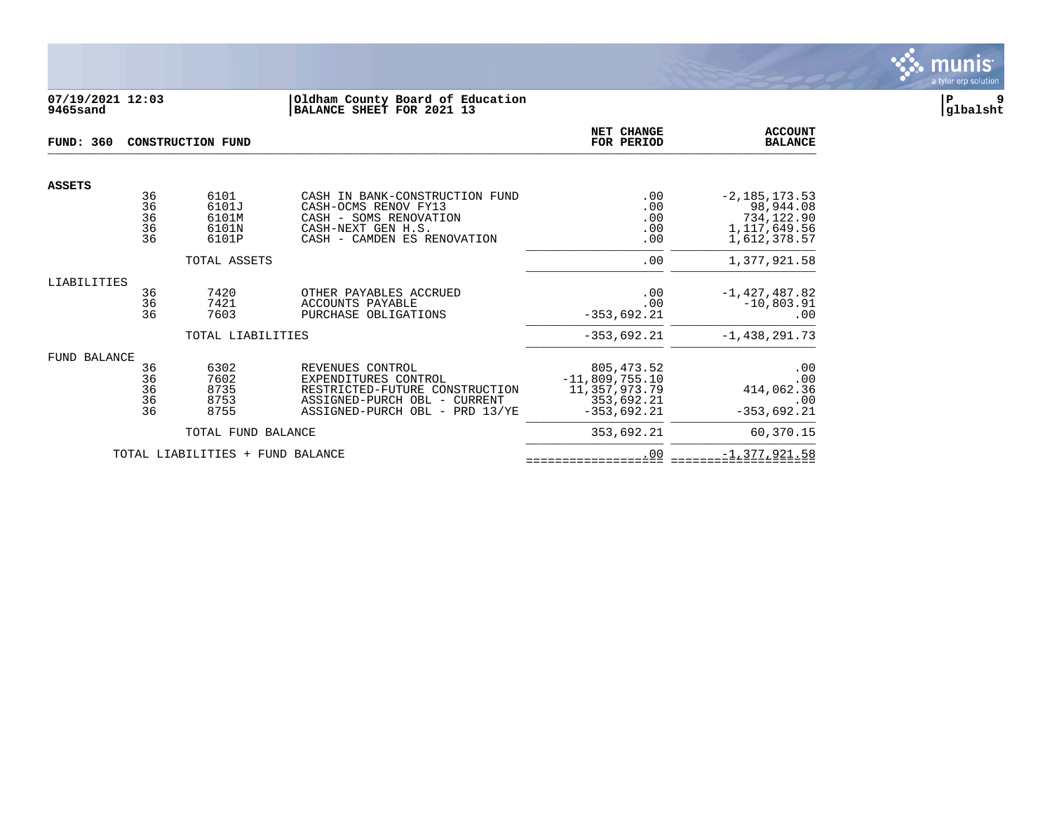07/19/2021 12:03 | Oldham County Board of Education | P 9
9465sand | BALANCE SHEET FOR 2021 13 | glbalsht

**FUND: 360 CONSTRUCTION FUND**

| | | | | NET CHANGE FOR PERIOD | ACCOUNT BALANCE |
|---|---|---|---|---|---|
| **ASSETS** | | | | | |
| | 36 | 6101 | CASH IN BANK-CONSTRUCTION FUND | .00 | -2,185,173.53 |
| | 36 | 6101J | CASH-OCMS RENOV FY13 | .00 | 98,944.08 |
| | 36 | 6101M | CASH - SOMS RENOVATION | .00 | 734,122.90 |
| | 36 | 6101N | CASH-NEXT GEN H.S. | .00 | 1,117,649.56 |
| | 36 | 6101P | CASH - CAMDEN ES RENOVATION | .00 | 1,612,378.57 |
| | | TOTAL ASSETS | | .00 | 1,377,921.58 |
| LIABILITIES | | | | | |
| | 36 | 7420 | OTHER PAYABLES ACCRUED | .00 | -1,427,487.82 |
| | 36 | 7421 | ACCOUNTS PAYABLE | .00 | -10,803.91 |
| | 36 | 7603 | PURCHASE OBLIGATIONS | -353,692.21 | .00 |
| | | TOTAL LIABILITIES | | -353,692.21 | -1,438,291.73 |
| FUND BALANCE | | | | | |
| | 36 | 6302 | REVENUES CONTROL | 805,473.52 | .00 |
| | 36 | 7602 | EXPENDITURES CONTROL | -11,809,755.10 | .00 |
| | 36 | 8735 | RESTRICTED-FUTURE CONSTRUCTION | 11,357,973.79 | 414,062.36 |
| | 36 | 8753 | ASSIGNED-PURCH OBL - CURRENT | 353,692.21 | .00 |
| | 36 | 8755 | ASSIGNED-PURCH OBL - PRD 13/YE | -353,692.21 | -353,692.21 |
| | | TOTAL FUND BALANCE | | 353,692.21 | 60,370.15 |
| | TOTAL LIABILITIES + FUND BALANCE | | | .00 | -1,377,921.58 |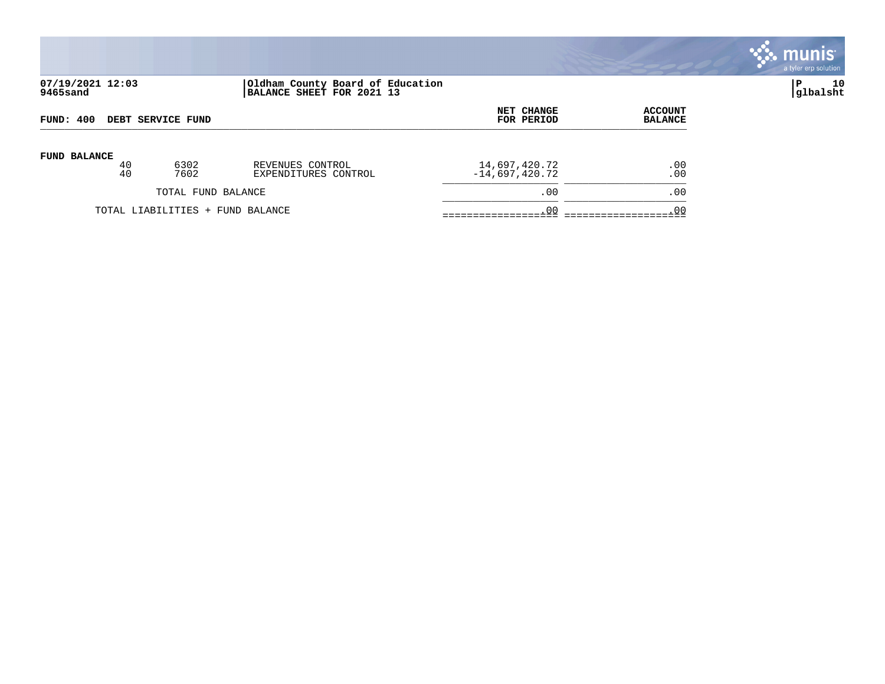07/19/2021 12:03
9465sand

**Oldham County Board of Education**
**BALANCE SHEET FOR 2021 13**

P 10
glbalsht

| FUND: 400 DEBT SERVICE FUND | | | NET CHANGE FOR PERIOD | ACCOUNT BALANCE |
|---|---|---|---|---|
| **FUND BALANCE** | | | | |
| 40 | 6302 | REVENUES CONTROL | 14,697,420.72 | .00 |
| 40 | 7602 | EXPENDITURES CONTROL | -14,697,420.72 | .00 |
| TOTAL FUND BALANCE | | | .00 | .00 |
| TOTAL LIABILITIES + FUND BALANCE | | | .00 | .00 |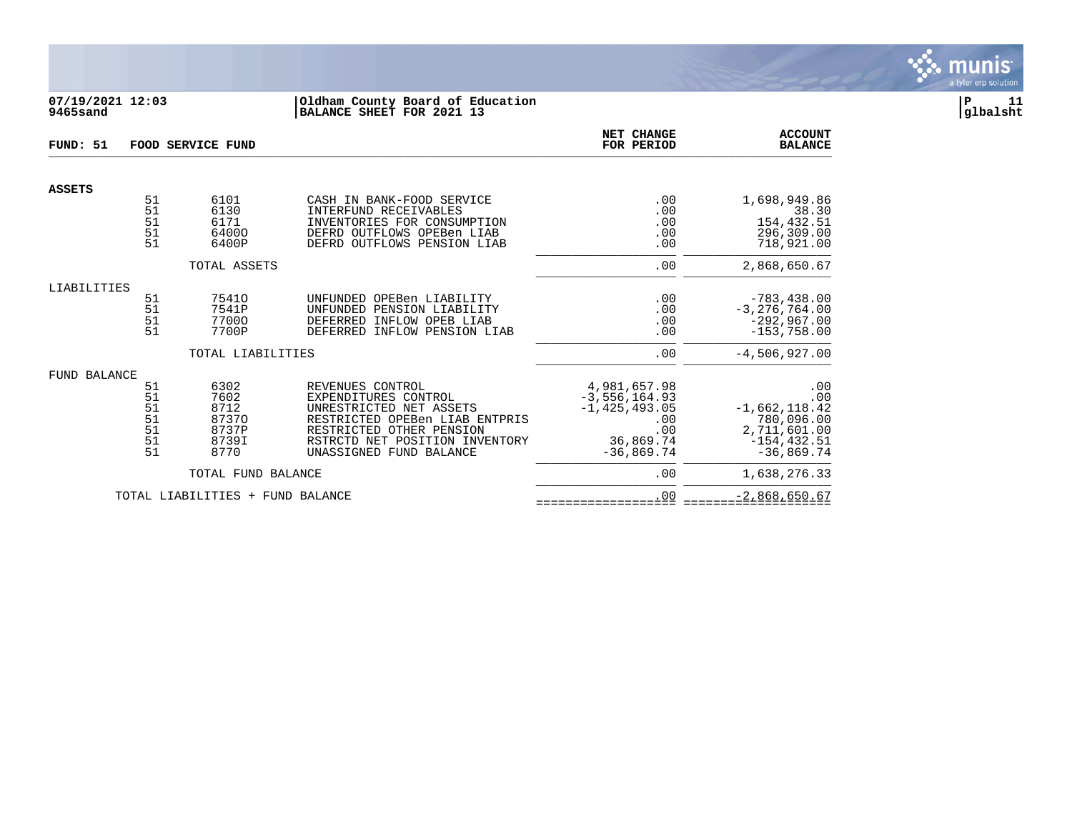**07/19/2021 12:03** | **Oldham County Board of Education**
**9465sand** | **BALANCE SHEET FOR 2021 13**

**FUND: 51 FOOD SERVICE FUND**

| | | | | NET CHANGE FOR PERIOD | ACCOUNT BALANCE |
|---|---|---|---|---|---|
| **ASSETS** | | | | | |
| | 51 | 6101 | CASH IN BANK-FOOD SERVICE | .00 | 1,698,949.86 |
| | 51 | 6130 | INTERFUND RECEIVABLES | .00 | 38.30 |
| | 51 | 6171 | INVENTORIES FOR CONSUMPTION | .00 | 154,432.51 |
| | 51 | 6400O | DEFRD OUTFLOWS OPEBen LIAB | .00 | 296,309.00 |
| | 51 | 6400P | DEFRD OUTFLOWS PENSION LIAB | .00 | 718,921.00 |
| | | TOTAL ASSETS | | .00 | 2,868,650.67 |
| LIABILITIES | | | | | |
| | 51 | 7541O | UNFUNDED OPEBen LIABILITY | .00 | -783,438.00 |
| | 51 | 7541P | UNFUNDED PENSION LIABILITY | .00 | -3,276,764.00 |
| | 51 | 7700O | DEFERRED INFLOW OPEB LIAB | .00 | -292,967.00 |
| | 51 | 7700P | DEFERRED INFLOW PENSION LIAB | .00 | -153,758.00 |
| | | TOTAL LIABILITIES | | .00 | -4,506,927.00 |
| FUND BALANCE | | | | | |
| | 51 | 6302 | REVENUES CONTROL | 4,981,657.98 | .00 |
| | 51 | 7602 | EXPENDITURES CONTROL | -3,556,164.93 | .00 |
| | 51 | 8712 | UNRESTRICTED NET ASSETS | -1,425,493.05 | -1,662,118.42 |
| | 51 | 8737O | RESTRICTED OPEBen LIAB ENTPRIS | .00 | 780,096.00 |
| | 51 | 8737P | RESTRICTED OTHER PENSION | .00 | 2,711,601.00 |
| | 51 | 8739I | RSTRCTD NET POSITION INVENTORY | 36,869.74 | -154,432.51 |
| | 51 | 8770 | UNASSIGNED FUND BALANCE | -36,869.74 | -36,869.74 |
| | | TOTAL FUND BALANCE | | .00 | 1,638,276.33 |
| | TOTAL LIABILITIES + FUND BALANCE | | | .00 | -2,868,650.67 |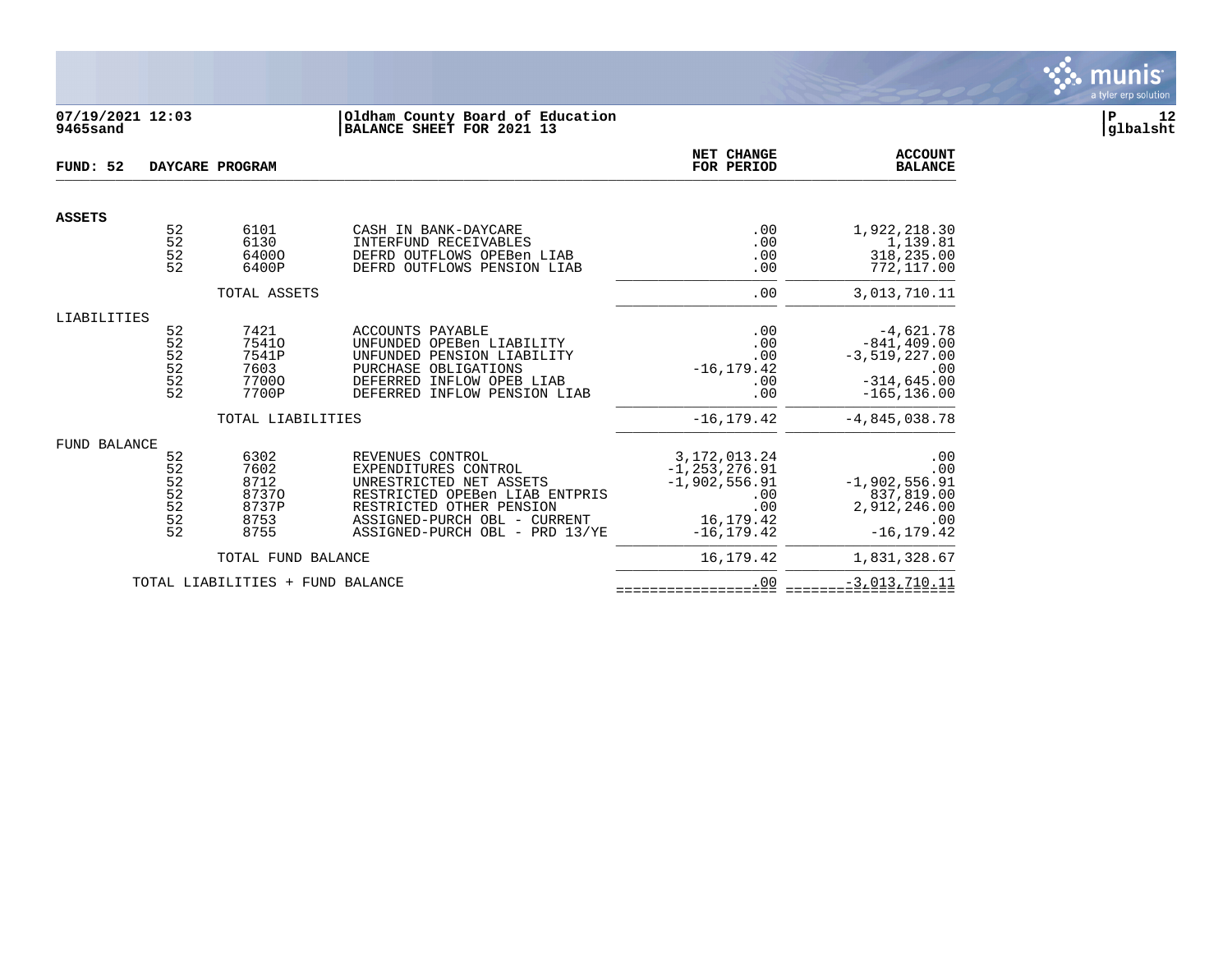**07/19/2021 12:03** | **Oldham County Board of Education**
**9465sand** | **BALANCE SHEET FOR 2021 13**

**glbalsht**

| FUND: 52 | DAYCARE PROGRAM | | | NET CHANGE FOR PERIOD | ACCOUNT BALANCE |
|---|---|---|---|---|---|
| **ASSETS** | | | | | |
| | 52 | 6101 | CASH IN BANK-DAYCARE | .00 | 1,922,218.30 |
| | 52 | 6130 | INTERFUND RECEIVABLES | .00 | 1,139.81 |
| | 52 | 6400O | DEFRD OUTFLOWS OPEBen LIAB | .00 | 318,235.00 |
| | 52 | 6400P | DEFRD OUTFLOWS PENSION LIAB | .00 | 772,117.00 |
| | | TOTAL ASSETS | | .00 | 3,013,710.11 |
| LIABILITIES | | | | | |
| | 52 | 7421 | ACCOUNTS PAYABLE | .00 | -4,621.78 |
| | 52 | 7541O | UNFUNDED OPEBen LIABILITY | .00 | -841,409.00 |
| | 52 | 7541P | UNFUNDED PENSION LIABILITY | .00 | -3,519,227.00 |
| | 52 | 7603 | PURCHASE OBLIGATIONS | -16,179.42 | .00 |
| | 52 | 7700O | DEFERRED INFLOW OPEB LIAB | .00 | -314,645.00 |
| | 52 | 7700P | DEFERRED INFLOW PENSION LIAB | .00 | -165,136.00 |
| | | TOTAL LIABILITIES | | -16,179.42 | -4,845,038.78 |
| FUND BALANCE | | | | | |
| | 52 | 6302 | REVENUES CONTROL | 3,172,013.24 | .00 |
| | 52 | 7602 | EXPENDITURES CONTROL | -1,253,276.91 | .00 |
| | 52 | 8712 | UNRESTRICTED NET ASSETS | -1,902,556.91 | -1,902,556.91 |
| | 52 | 8737O | RESTRICTED OPEBen LIAB ENTPRIS | .00 | 837,819.00 |
| | 52 | 8737P | RESTRICTED OTHER PENSION | .00 | 2,912,246.00 |
| | 52 | 8753 | ASSIGNED-PURCH OBL - CURRENT | 16,179.42 | .00 |
| | 52 | 8755 | ASSIGNED-PURCH OBL - PRD 13/YE | -16,179.42 | -16,179.42 |
| | | TOTAL FUND BALANCE | | 16,179.42 | 1,831,328.67 |
| | TOTAL LIABILITIES + FUND BALANCE | | | .00 | -3,013,710.11 |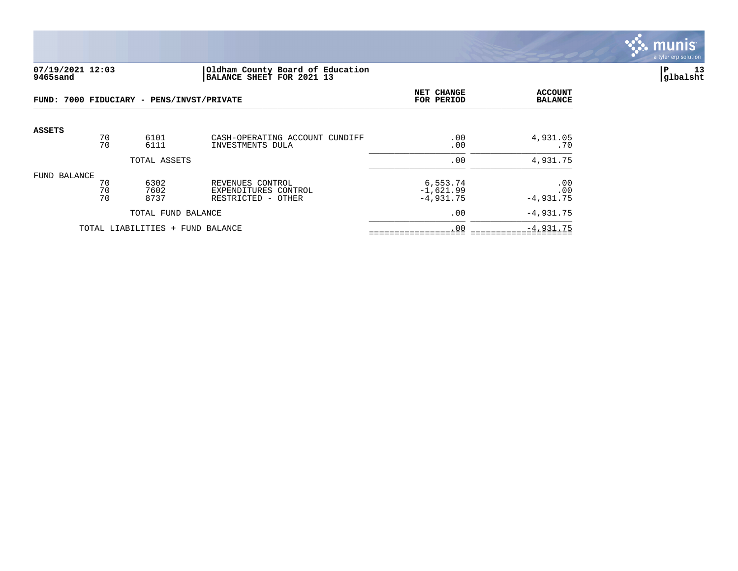07/19/2021 12:03 | Oldham County Board of Education | P 13
9465sand | BALANCE SHEET FOR 2021 13 | glbalsht

**FUND: 7000 FIDUCIARY - PENS/INVST/PRIVATE**

| | | | | NET CHANGE FOR PERIOD | ACCOUNT BALANCE |
|---|---|---|---|---|---|
| **ASSETS** | | | | | |
| | 70 | 6101 | CASH-OPERATING ACCOUNT CUNDIFF | .00 | 4,931.05 |
| | 70 | 6111 | INVESTMENTS DULA | .00 | .70 |
| | | TOTAL ASSETS | | .00 | 4,931.75 |
| FUND BALANCE | | | | | |
| | 70 | 6302 | REVENUES CONTROL | 6,553.74 | .00 |
| | 70 | 7602 | EXPENDITURES CONTROL | -1,621.99 | .00 |
| | 70 | 8737 | RESTRICTED - OTHER | -4,931.75 | -4,931.75 |
| | | TOTAL FUND BALANCE | | .00 | -4,931.75 |
| | TOTAL LIABILITIES + FUND BALANCE | | | .00 | -4,931.75 |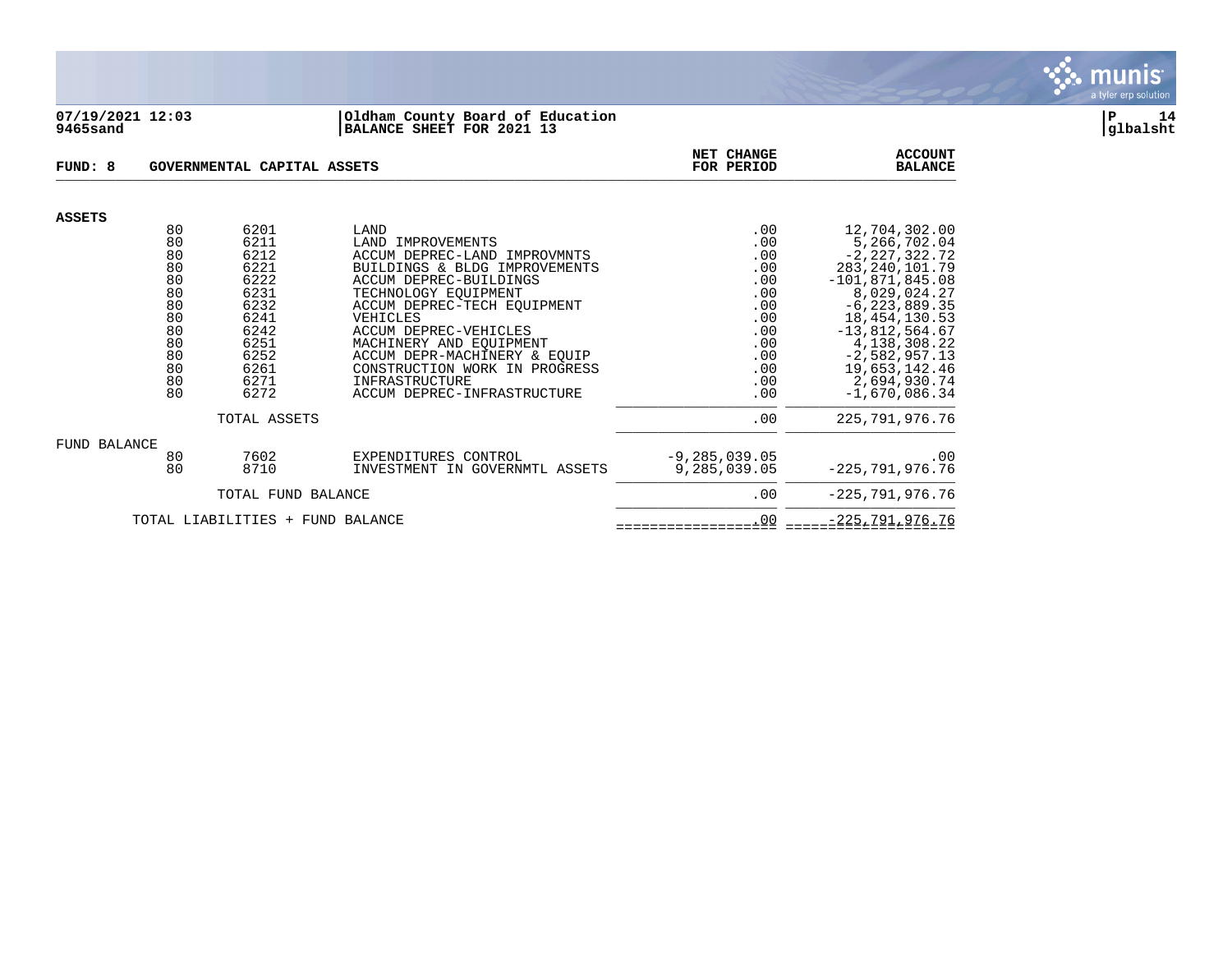07/19/2021 12:03 | Oldham County Board of Education | P 14
9465sand | BALANCE SHEET FOR 2021 13 | glbalsht

**FUND: 8 GOVERNMENTAL CAPITAL ASSETS**

| | | | | NET CHANGE FOR PERIOD | ACCOUNT BALANCE |
|---|---|---|---|---|---|
| **ASSETS** | | | | | |
| | 80 | 6201 | LAND | .00 | 12,704,302.00 |
| | 80 | 6211 | LAND IMPROVEMENTS | .00 | 5,266,702.04 |
| | 80 | 6212 | ACCUM DEPREC-LAND IMPROVMNTS | .00 | -2,227,322.72 |
| | 80 | 6221 | BUILDINGS & BLDG IMPROVEMENTS | .00 | 283,240,101.79 |
| | 80 | 6222 | ACCUM DEPREC-BUILDINGS | .00 | -101,871,845.08 |
| | 80 | 6231 | TECHNOLOGY EQUIPMENT | .00 | 8,029,024.27 |
| | 80 | 6232 | ACCUM DEPREC-TECH EQUIPMENT | .00 | -6,223,889.35 |
| | 80 | 6241 | VEHICLES | .00 | 18,454,130.53 |
| | 80 | 6242 | ACCUM DEPREC-VEHICLES | .00 | -13,812,564.67 |
| | 80 | 6251 | MACHINERY AND EQUIPMENT | .00 | 4,138,308.22 |
| | 80 | 6252 | ACCUM DEPR-MACHINERY & EQUIP | .00 | -2,582,957.13 |
| | 80 | 6261 | CONSTRUCTION WORK IN PROGRESS | .00 | 19,653,142.46 |
| | 80 | 6271 | INFRASTRUCTURE | .00 | 2,694,930.74 |
| | 80 | 6272 | ACCUM DEPREC-INFRASTRUCTURE | .00 | -1,670,086.34 |
| | | TOTAL ASSETS | | .00 | 225,791,976.76 |
| FUND BALANCE | | | | | |
| | 80 | 7602 | EXPENDITURES CONTROL | -9,285,039.05 | .00 |
| | 80 | 8710 | INVESTMENT IN GOVERNMTL ASSETS | 9,285,039.05 | -225,791,976.76 |
| | | TOTAL FUND BALANCE | | .00 | -225,791,976.76 |
| | TOTAL LIABILITIES + FUND BALANCE | | | .00 | -225,791,976.76 |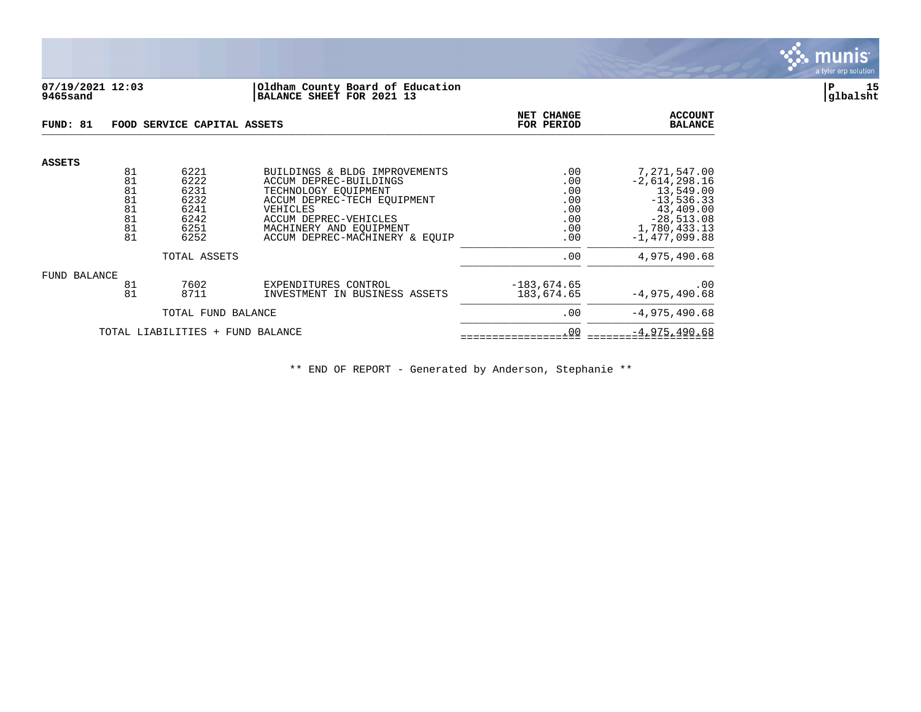**07/19/2021 12:03** | **Oldham County Board of Education**
**9465sand** | **BALANCE SHEET FOR 2021 13**

**P 15**
**glbalsht**

**FUND: 81 FOOD SERVICE CAPITAL ASSETS**

| | | | | NET CHANGE FOR PERIOD | ACCOUNT BALANCE |
|---|---|---|---|---|---|
| **ASSETS** | | | | | |
| | 81 | 6221 | BUILDINGS & BLDG IMPROVEMENTS | .00 | 7,271,547.00 |
| | 81 | 6222 | ACCUM DEPREC-BUILDINGS | .00 | -2,614,298.16 |
| | 81 | 6231 | TECHNOLOGY EQUIPMENT | .00 | 13,549.00 |
| | 81 | 6232 | ACCUM DEPREC-TECH EQUIPMENT | .00 | -13,536.33 |
| | 81 | 6241 | VEHICLES | .00 | 43,409.00 |
| | 81 | 6242 | ACCUM DEPREC-VEHICLES | .00 | -28,513.08 |
| | 81 | 6251 | MACHINERY AND EQUIPMENT | .00 | 1,780,433.13 |
| | 81 | 6252 | ACCUM DEPREC-MACHINERY & EQUIP | .00 | -1,477,099.88 |
| | | TOTAL ASSETS | | .00 | 4,975,490.68 |
| FUND BALANCE | | | | | |
| | 81 | 7602 | EXPENDITURES CONTROL | -183,674.65 | .00 |
| | 81 | 8711 | INVESTMENT IN BUSINESS ASSETS | 183,674.65 | -4,975,490.68 |
| | | TOTAL FUND BALANCE | | .00 | -4,975,490.68 |
| | TOTAL LIABILITIES + FUND BALANCE | | | .00 | -4,975,490.68 |

** END OF REPORT - Generated by Anderson, Stephanie **